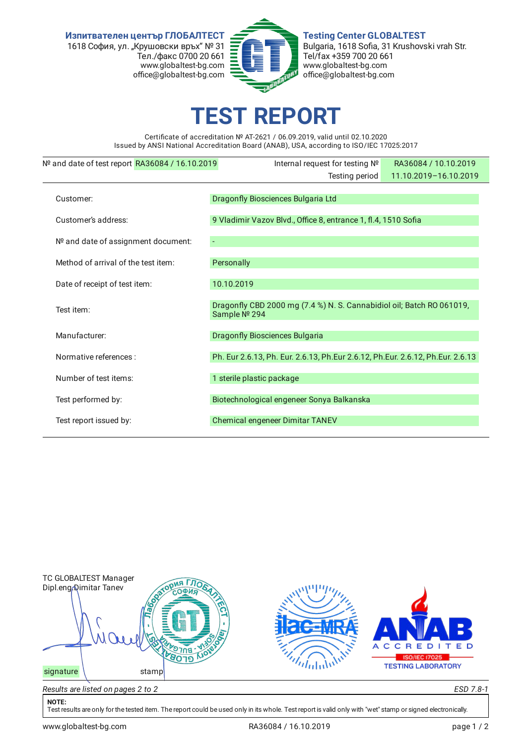**Изпитвателен център ГЛОБАЛТЕСТ**
1618 София, ул. „Крушовски връх" № 31
Тел./факс 0700 20 661
www.globaltest-bg.com
office@globaltest-bg.com

**Testing Center GLOBALTEST**
Bulgaria, 1618 Sofia, 31 Krushovski vrah Str.
Tel/fax +359 700 20 661
www.globaltest-bg.com
office@globaltest-bg.com

# TEST REPORT

Certificate of accreditation № AT-2621 / 06.09.2019, valid until 02.10.2020
Issued by ANSI National Accreditation Board (ANAB), USA, according to ISO/IEC 17025:2017

| | | | |
|---|---|---|---|
| № and date of test report | RA36084 / 16.10.2019 | Internal request for testing № | RA36084 / 10.10.2019 |
| | | Testing period | 11.10.2019–16.10.2019 |

| | |
|---|---|
| Customer: | Dragonfly Biosciences Bulgaria Ltd |
| Customer's address: | 9 Vladimir Vazov Blvd., Office 8, entrance 1, fl.4, 1510 Sofia |
| № and date of assignment document: | - |
| Method of arrival of the test item: | Personally |
| Date of receipt of test item: | 10.10.2019 |
| Test item: | Dragonfly CBD 2000 mg (7.4 %) N. S. Cannabidiol oil; Batch RO 061019, Sample № 294 |
| Manufacturer: | Dragonfly Biosciences Bulgaria |
| Normative references : | Ph. Eur 2.6.13, Ph. Eur. 2.6.13, Ph.Eur 2.6.12, Ph.Eur. 2.6.12, Ph.Eur. 2.6.13 |
| Number of test items: | 1 sterile plastic package |
| Test performed by: | Biotechnological engeneer Sonya Balkanska |
| Test report issued by: | Chemical engeneer Dimitar TANEV |

TC GLOBALTEST Manager
Dipl.eng Dimitar Tanev

signature　　　stamp

ANAB ACCREDITED ISO/IEC 17025 TESTING LABORATORY

*Results are listed on pages 2 to 2*　　　*ESD 7.8-1*

**NOTE:**
Test results are only for the tested item. The report could be used only in its whole. Test report is valid only with "wet" stamp or signed electronically.

www.globaltest-bg.com　　RA36084 / 16.10.2019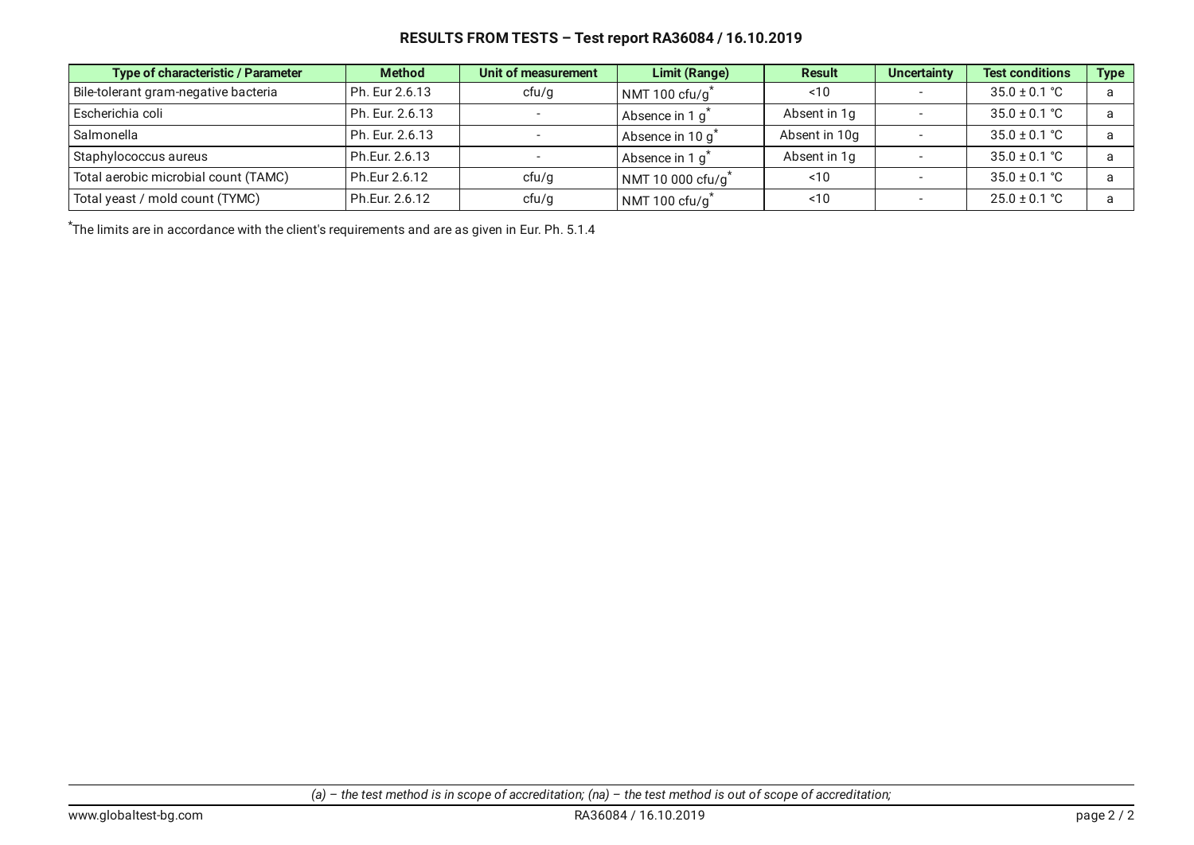**RESULTS FROM TESTS – Test report RA36084 / 16.10.2019**

| Type of characteristic / Parameter | Method | Unit of measurement | Limit (Range) | Result | Uncertainty | Test conditions | Type |
|---|---|---|---|---|---|---|---|
| Bile-tolerant gram-negative bacteria | Ph. Eur 2.6.13 | cfu/g | NMT 100 cfu/g* | <10 | - | 35.0 ± 0.1 °C | a |
| Escherichia coli | Ph. Eur. 2.6.13 | - | Absence in 1 g* | Absent in 1g | - | 35.0 ± 0.1 °C | a |
| Salmonella | Ph. Eur. 2.6.13 | - | Absence in 10 g* | Absent in 10g | - | 35.0 ± 0.1 °C | a |
| Staphylococcus aureus | Ph.Eur. 2.6.13 | - | Absence in 1 g* | Absent in 1g | - | 35.0 ± 0.1 °C | a |
| Total aerobic microbial count (TAMC) | Ph.Eur 2.6.12 | cfu/g | NMT 10 000 cfu/g* | <10 | - | 35.0 ± 0.1 °C | a |
| Total yeast / mold count (TYMC) | Ph.Eur. 2.6.12 | cfu/g | NMT 100 cfu/g* | <10 | - | 25.0 ± 0.1 °C | a |

*The limits are in accordance with the client's requirements and are as given in Eur. Ph. 5.1.4

*(a) – the test method is in scope of accreditation; (na) – the test method is out of scope of accreditation;*